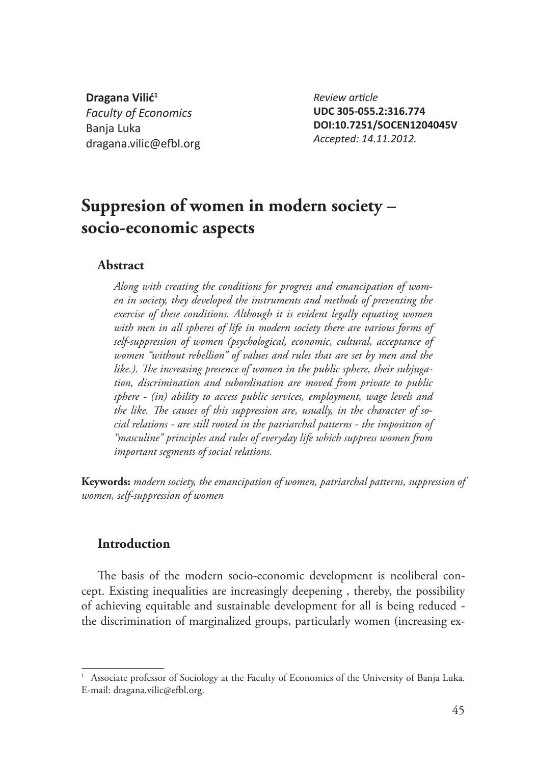**Dragana Vilić**[1]
*Faculty of Economics*
Banja Luka
dragana.vilic@efbl.org

*Review article*
**UDC 305-055.2:316.774**
**DOI:10.7251/SOCEN1204045V**
*Accepted: 14.11.2012.*

# Suppresion of women in modern society – socio-economic aspects

## Abstract

*Along with creating the conditions for progress and emancipation of women in society, they developed the instruments and methods of preventing the exercise of these conditions. Although it is evident legally equating women with men in all spheres of life in modern society there are various forms of self-suppression of women (psychological, economic, cultural, acceptance of women "without rebellion" of values and rules that are set by men and the like.). The increasing presence of women in the public sphere, their subjugation, discrimination and subordination are moved from private to public sphere - (in) ability to access public services, employment, wage levels and the like. The causes of this suppression are, usually, in the character of social relations - are still rooted in the patriarchal patterns - the imposition of "masculine" principles and rules of everyday life which suppress women from important segments of social relations.*

**Keywords:** *modern society, the emancipation of women, patriarchal patterns, suppression of women, self-suppression of women*

## Introduction

The basis of the modern socio-economic development is neoliberal concept. Existing inequalities are increasingly deepening , thereby, the possibility of achieving equitable and sustainable development for all is being reduced - the discrimination of marginalized groups, particularly women (increasing ex-

[1] Associate professor of Sociology at the Faculty of Economics of the University of Banja Luka. E-mail: dragana.vilic@efbl.org.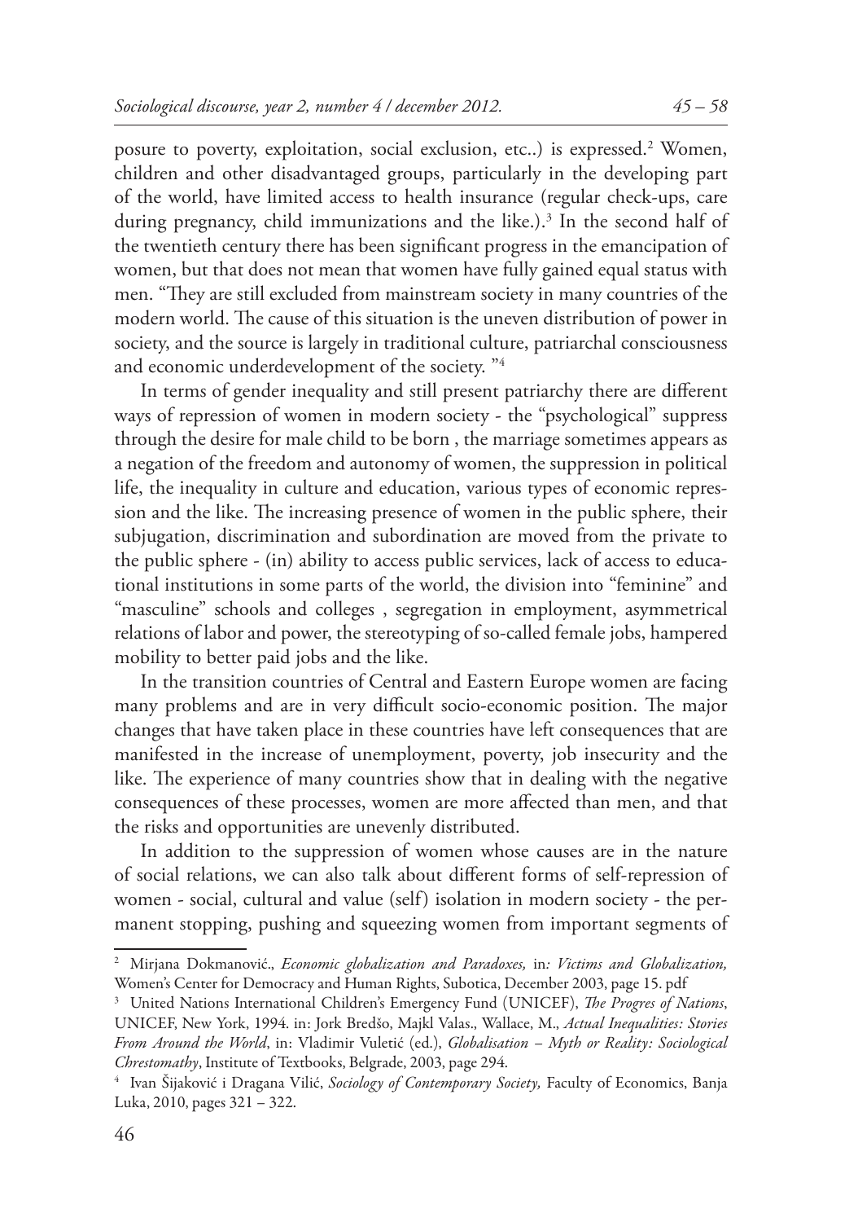posure to poverty, exploitation, social exclusion, etc..) is expressed.[2] Women, children and other disadvantaged groups, particularly in the developing part of the world, have limited access to health insurance (regular check-ups, care during pregnancy, child immunizations and the like.).[3] In the second half of the twentieth century there has been significant progress in the emancipation of women, but that does not mean that women have fully gained equal status with men. "They are still excluded from mainstream society in many countries of the modern world. The cause of this situation is the uneven distribution of power in society, and the source is largely in traditional culture, patriarchal consciousness and economic underdevelopment of the society. "[4]

In terms of gender inequality and still present patriarchy there are different ways of repression of women in modern society - the "psychological" suppress through the desire for male child to be born , the marriage sometimes appears as a negation of the freedom and autonomy of women, the suppression in political life, the inequality in culture and education, various types of economic repression and the like. The increasing presence of women in the public sphere, their subjugation, discrimination and subordination are moved from the private to the public sphere - (in) ability to access public services, lack of access to educational institutions in some parts of the world, the division into "feminine" and "masculine" schools and colleges , segregation in employment, asymmetrical relations of labor and power, the stereotyping of so-called female jobs, hampered mobility to better paid jobs and the like.

In the transition countries of Central and Eastern Europe women are facing many problems and are in very difficult socio-economic position. The major changes that have taken place in these countries have left consequences that are manifested in the increase of unemployment, poverty, job insecurity and the like. The experience of many countries show that in dealing with the negative consequences of these processes, women are more affected than men, and that the risks and opportunities are unevenly distributed.

In addition to the suppression of women whose causes are in the nature of social relations, we can also talk about different forms of self-repression of women - social, cultural and value (self) isolation in modern society - the permanent stopping, pushing and squeezing women from important segments of

---

[2] Mirjana Dokmanović., *Economic globalization and Paradoxes,* in*: Victims and Globalization,* Women's Center for Democracy and Human Rights, Subotica, December 2003, page 15. pdf

[3] United Nations International Children's Emergency Fund (UNICEF), *The Progres of Nations*, UNICEF, New York, 1994. in: Jork Bredšo, Majkl Valas., Wallace, M., *Actual Inequalities: Stories From Around the World*, in: Vladimir Vuletić (ed.), *Globalisation – Myth or Reality: Sociological Chrestomathy*, Institute of Textbooks, Belgrade, 2003, page 294.

[4] Ivan Šijaković i Dragana Vilić, *Sociology of Contemporary Society,* Faculty of Economics, Banja Luka, 2010, pages 321 – 322.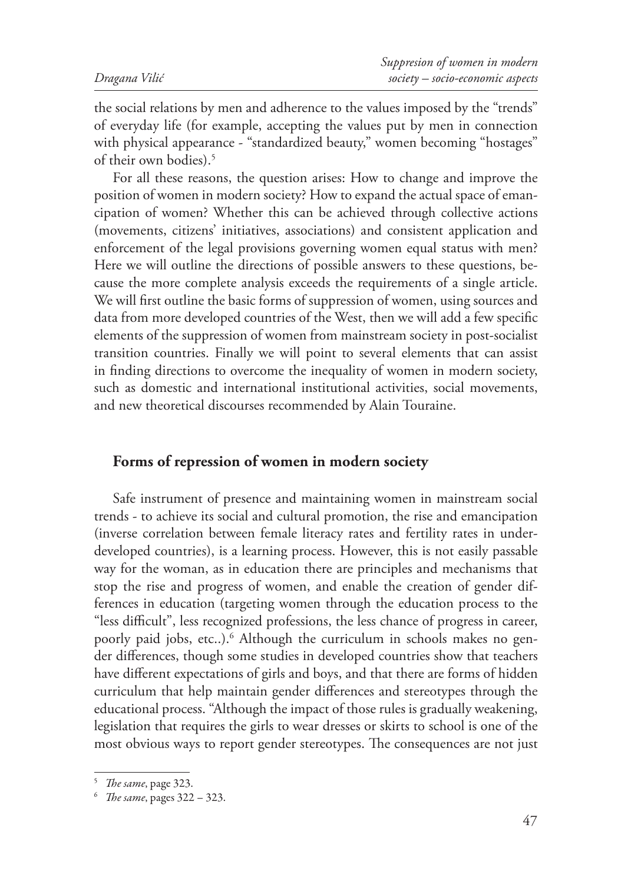the social relations by men and adherence to the values imposed by the "trends" of everyday life (for example, accepting the values put by men in connection with physical appearance - "standardized beauty," women becoming "hostages" of their own bodies).[5]

For all these reasons, the question arises: How to change and improve the position of women in modern society? How to expand the actual space of emancipation of women? Whether this can be achieved through collective actions (movements, citizens' initiatives, associations) and consistent application and enforcement of the legal provisions governing women equal status with men? Here we will outline the directions of possible answers to these questions, because the more complete analysis exceeds the requirements of a single article. We will first outline the basic forms of suppression of women, using sources and data from more developed countries of the West, then we will add a few specific elements of the suppression of women from mainstream society in post-socialist transition countries. Finally we will point to several elements that can assist in finding directions to overcome the inequality of women in modern society, such as domestic and international institutional activities, social movements, and new theoretical discourses recommended by Alain Touraine.

## Forms of repression of women in modern society

Safe instrument of presence and maintaining women in mainstream social trends - to achieve its social and cultural promotion, the rise and emancipation (inverse correlation between female literacy rates and fertility rates in underdeveloped countries), is a learning process. However, this is not easily passable way for the woman, as in education there are principles and mechanisms that stop the rise and progress of women, and enable the creation of gender differences in education (targeting women through the education process to the "less difficult", less recognized professions, the less chance of progress in career, poorly paid jobs, etc..).[6] Although the curriculum in schools makes no gender differences, though some studies in developed countries show that teachers have different expectations of girls and boys, and that there are forms of hidden curriculum that help maintain gender differences and stereotypes through the educational process. "Although the impact of those rules is gradually weakening, legislation that requires the girls to wear dresses or skirts to school is one of the most obvious ways to report gender stereotypes. The consequences are not just

---

[5] *The same*, page 323.

[6] *The same*, pages 322 – 323.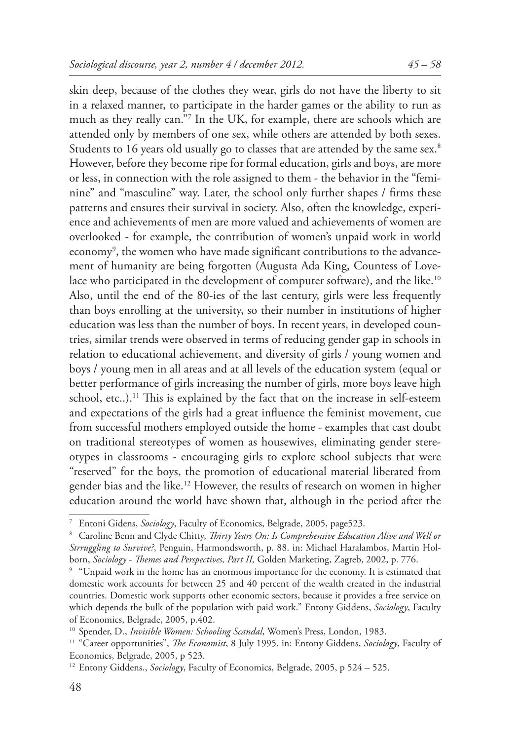skin deep, because of the clothes they wear, girls do not have the liberty to sit in a relaxed manner, to participate in the harder games or the ability to run as much as they really can."[7] In the UK, for example, there are schools which are attended only by members of one sex, while others are attended by both sexes. Students to 16 years old usually go to classes that are attended by the same sex.[8] However, before they become ripe for formal education, girls and boys, are more or less, in connection with the role assigned to them - the behavior in the "feminine" and "masculine" way. Later, the school only further shapes / firms these patterns and ensures their survival in society. Also, often the knowledge, experience and achievements of men are more valued and achievements of women are overlooked - for example, the contribution of women's unpaid work in world economy[9], the women who have made significant contributions to the advancement of humanity are being forgotten (Augusta Ada King, Countess of Lovelace who participated in the development of computer software), and the like.[10] Also, until the end of the 80-ies of the last century, girls were less frequently than boys enrolling at the university, so their number in institutions of higher education was less than the number of boys. In recent years, in developed countries, similar trends were observed in terms of reducing gender gap in schools in relation to educational achievement, and diversity of girls / young women and boys / young men in all areas and at all levels of the education system (equal or better performance of girls increasing the number of girls, more boys leave high school, etc..).[11] This is explained by the fact that on the increase in self-esteem and expectations of the girls had a great influence the feminist movement, cue from successful mothers employed outside the home - examples that cast doubt on traditional stereotypes of women as housewives, eliminating gender stereotypes in classrooms - encouraging girls to explore school subjects that were "reserved" for the boys, the promotion of educational material liberated from gender bias and the like.[12] However, the results of research on women in higher education around the world have shown that, although in the period after the

---

[7] Entoni Gidens, *Sociology*, Faculty of Economics, Belgrade, 2005, page523.

[8] Caroline Benn and Clyde Chitty, *Thirty Years On: Is Comprehensive Education Alive and Well or Strruggling to Survive?*, Penguin, Harmondsworth, p. 88. in: Michael Haralambos, Martin Holborn, *Sociology - Themes and Perspectives, Part II,* Golden Marketing, Zagreb, 2002, p. 776.

[9] "Unpaid work in the home has an enormous importance for the economy. It is estimated that domestic work accounts for between 25 and 40 percent of the wealth created in the industrial countries. Domestic work supports other economic sectors, because it provides a free service on which depends the bulk of the population with paid work." Entony Giddens, *Sociology*, Faculty of Economics, Belgrade, 2005, p.402.

[10] Spender, D., *Invisible Women: Schooling Scandal*, Women's Press, London, 1983.

[11] "Career opportunities", *The Economist*, 8 July 1995. in: Entony Giddens, *Sociology*, Faculty of Economics, Belgrade, 2005, p 523.

[12] Entony Giddens., *Sociology*, Faculty of Economics, Belgrade, 2005, p 524 – 525.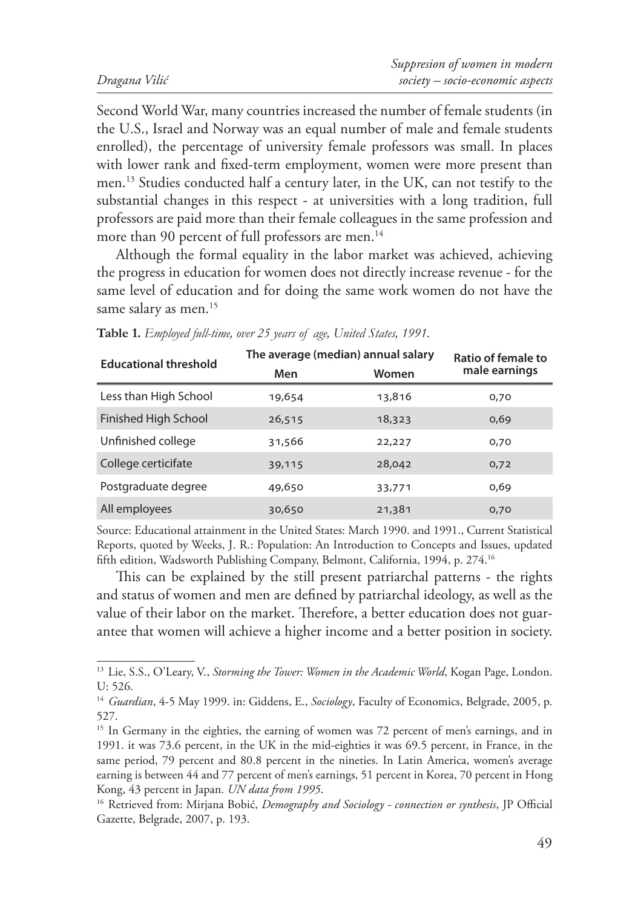Second World War, many countries increased the number of female students (in the U.S., Israel and Norway was an equal number of male and female students enrolled), the percentage of university female professors was small. In places with lower rank and fixed-term employment, women were more present than men.[13] Studies conducted half a century later, in the UK, can not testify to the substantial changes in this respect - at universities with a long tradition, full professors are paid more than their female colleagues in the same profession and more than 90 percent of full professors are men.[14]

Although the formal equality in the labor market was achieved, achieving the progress in education for women does not directly increase revenue - for the same level of education and for doing the same work women do not have the same salary as men.[15]

**Table 1.** *Employed full-time, over 25 years of age, United States, 1991.*

| Educational threshold | The average (median) annual salary | | Ratio of female to male earnings |
|---|---|---|---|
| | Men | Women | |
| Less than High School | 19,654 | 13,816 | 0,70 |
| Finished High School | 26,515 | 18,323 | 0,69 |
| Unfinished college | 31,566 | 22,227 | 0,70 |
| College certicifate | 39,115 | 28,042 | 0,72 |
| Postgraduate degree | 49,650 | 33,771 | 0,69 |
| All employees | 30,650 | 21,381 | 0,70 |

Source: Educational attainment in the United States: March 1990. and 1991., Current Statistical Reports, quoted by Weeks, J. R.: Population: An Introduction to Concepts and Issues, updated fifth edition, Wadsworth Publishing Company, Belmont, California, 1994, p. 274.[16]

This can be explained by the still present patriarchal patterns - the rights and status of women and men are defined by patriarchal ideology, as well as the value of their labor on the market. Therefore, a better education does not guarantee that women will achieve a higher income and a better position in society.

---

[13] Lie, S.S., O'Leary, V., *Storming the Tower: Women in the Academic World*, Kogan Page, London. U: 526.

[14] *Guardian*, 4-5 May 1999. in: Giddens, E., *Sociology*, Faculty of Economics, Belgrade, 2005, p. 527.

[15] In Germany in the eighties, the earning of women was 72 percent of men's earnings, and in 1991. it was 73.6 percent, in the UK in the mid-eighties it was 69.5 percent, in France, in the same period, 79 percent and 80.8 percent in the nineties. In Latin America, women's average earning is between 44 and 77 percent of men's earnings, 51 percent in Korea, 70 percent in Hong Kong, 43 percent in Japan. *UN data from 1995*.

[16] Retrieved from: Mirjana Bobić, *Demography and Sociology - connection or synthesis*, JP Official Gazette, Belgrade, 2007, p. 193.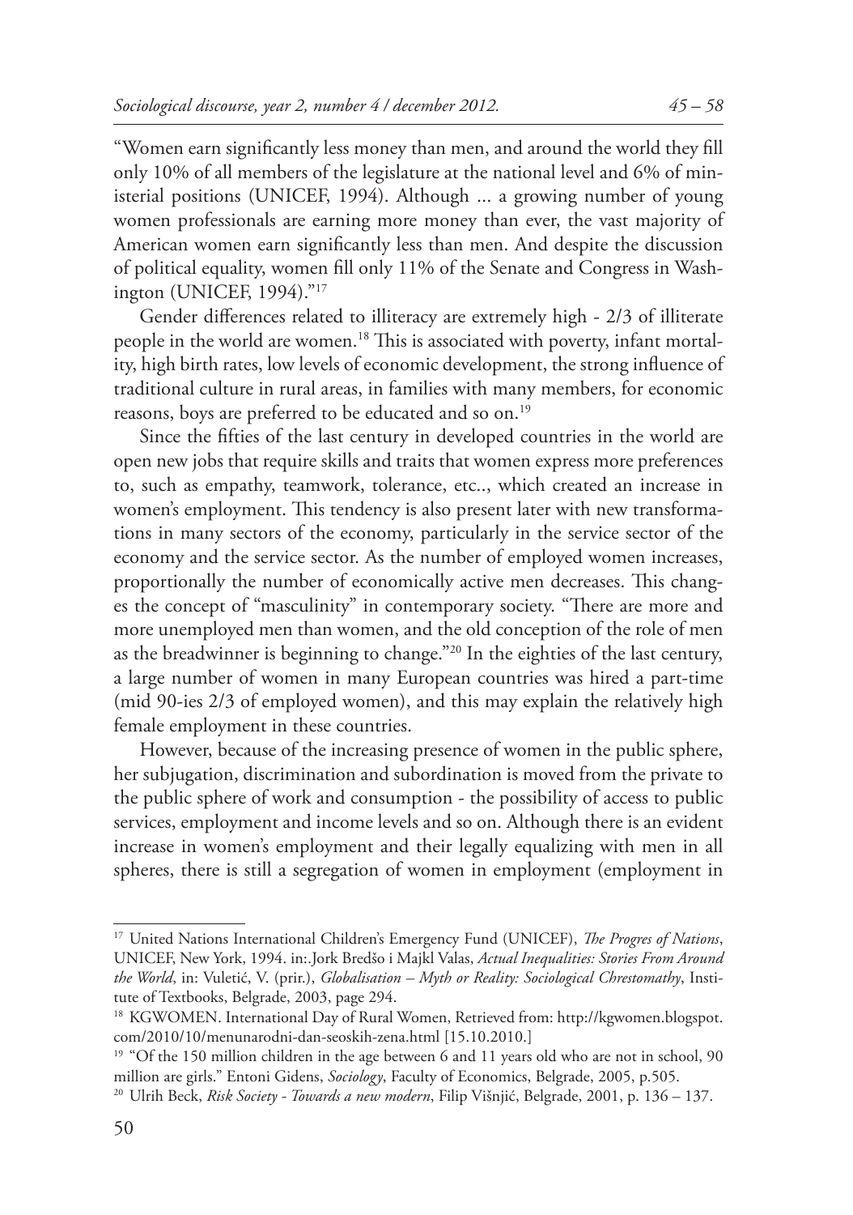"Women earn significantly less money than men, and around the world they fill only 10% of all members of the legislature at the national level and 6% of ministerial positions (UNICEF, 1994). Although ... a growing number of young women professionals are earning more money than ever, the vast majority of American women earn significantly less than men. And despite the discussion of political equality, women fill only 11% of the Senate and Congress in Washington (UNICEF, 1994)."[17]

Gender differences related to illiteracy are extremely high - 2/3 of illiterate people in the world are women.[18] This is associated with poverty, infant mortality, high birth rates, low levels of economic development, the strong influence of traditional culture in rural areas, in families with many members, for economic reasons, boys are preferred to be educated and so on.[19]

Since the fifties of the last century in developed countries in the world are open new jobs that require skills and traits that women express more preferences to, such as empathy, teamwork, tolerance, etc.., which created an increase in women's employment. This tendency is also present later with new transformations in many sectors of the economy, particularly in the service sector of the economy and the service sector. As the number of employed women increases, proportionally the number of economically active men decreases. This changes the concept of "masculinity" in contemporary society. "There are more and more unemployed men than women, and the old conception of the role of men as the breadwinner is beginning to change."[20] In the eighties of the last century, a large number of women in many European countries was hired a part-time (mid 90-ies 2/3 of employed women), and this may explain the relatively high female employment in these countries.

However, because of the increasing presence of women in the public sphere, her subjugation, discrimination and subordination is moved from the private to the public sphere of work and consumption - the possibility of access to public services, employment and income levels and so on. Although there is an evident increase in women's employment and their legally equalizing with men in all spheres, there is still a segregation of women in employment (employment in

---

[17] United Nations International Children's Emergency Fund (UNICEF), *The Progres of Nations*, UNICEF, New York, 1994. in:.Jork Bredšo i Majkl Valas, *Actual Inequalities: Stories From Around the World*, in: Vuletić, V. (prir.), *Globalisation – Myth or Reality: Sociological Chrestomathy*, Institute of Textbooks, Belgrade, 2003, page 294.

[18] KGWOMEN. International Day of Rural Women, Retrieved from: http://kgwomen.blogspot.com/2010/10/menunarodni-dan-seoskih-zena.html [15.10.2010.]

[19] "Of the 150 million children in the age between 6 and 11 years old who are not in school, 90 million are girls." Entoni Gidens, *Sociology*, Faculty of Economics, Belgrade, 2005, p.505.

[20] Ulrih Beck, *Risk Society - Towards a new modern*, Filip Višnjić, Belgrade, 2001, p. 136 – 137.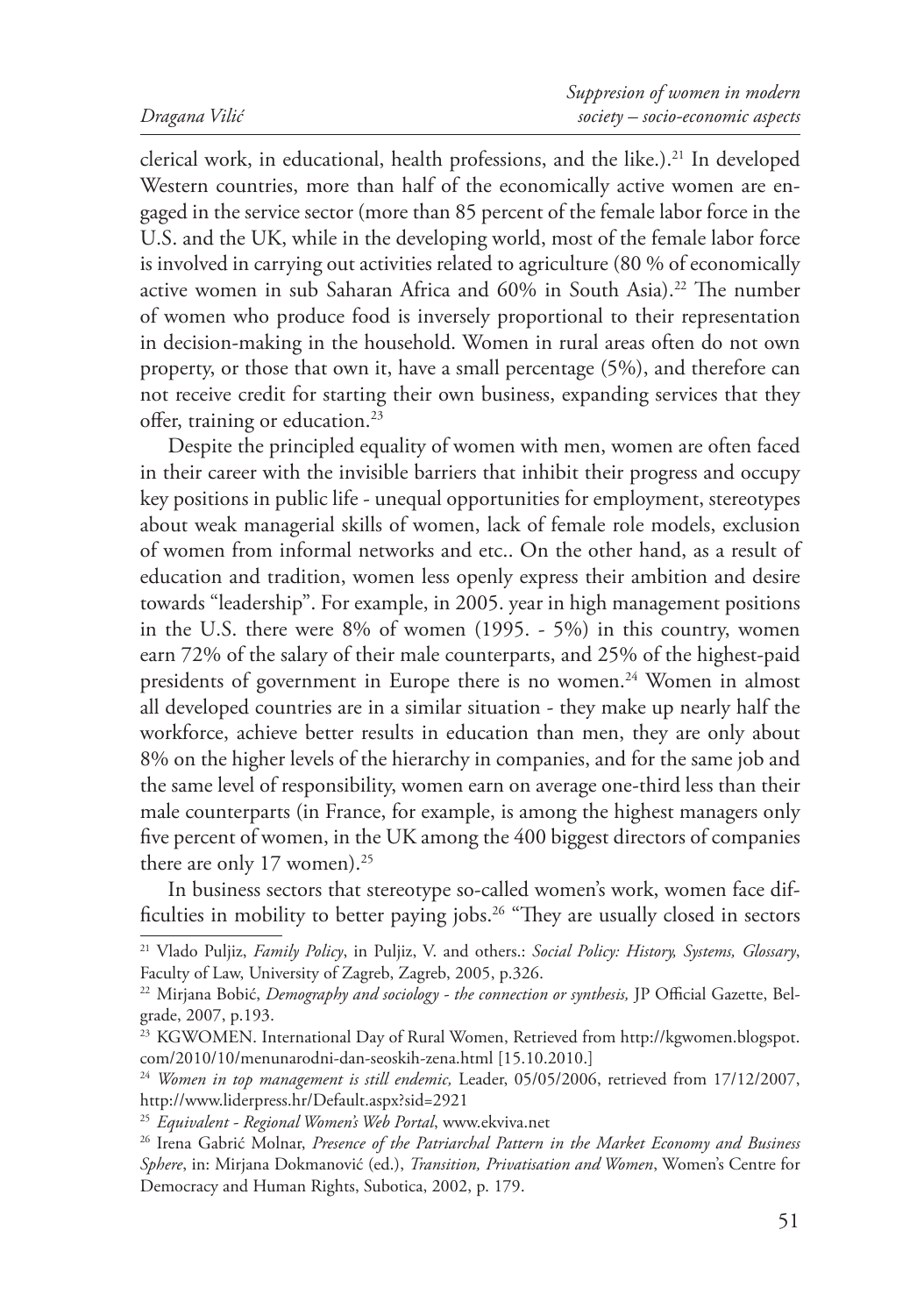clerical work, in educational, health professions, and the like.).[21] In developed Western countries, more than half of the economically active women are engaged in the service sector (more than 85 percent of the female labor force in the U.S. and the UK, while in the developing world, most of the female labor force is involved in carrying out activities related to agriculture (80 % of economically active women in sub Saharan Africa and 60% in South Asia).[22] The number of women who produce food is inversely proportional to their representation in decision-making in the household. Women in rural areas often do not own property, or those that own it, have a small percentage (5%), and therefore can not receive credit for starting their own business, expanding services that they offer, training or education.[23]

Despite the principled equality of women with men, women are often faced in their career with the invisible barriers that inhibit their progress and occupy key positions in public life - unequal opportunities for employment, stereotypes about weak managerial skills of women, lack of female role models, exclusion of women from informal networks and etc.. On the other hand, as a result of education and tradition, women less openly express their ambition and desire towards "leadership". For example, in 2005. year in high management positions in the U.S. there were 8% of women (1995. - 5%) in this country, women earn 72% of the salary of their male counterparts, and 25% of the highest-paid presidents of government in Europe there is no women.[24] Women in almost all developed countries are in a similar situation - they make up nearly half the workforce, achieve better results in education than men, they are only about 8% on the higher levels of the hierarchy in companies, and for the same job and the same level of responsibility, women earn on average one-third less than their male counterparts (in France, for example, is among the highest managers only five percent of women, in the UK among the 400 biggest directors of companies there are only 17 women).[25]

In business sectors that stereotype so-called women's work, women face difficulties in mobility to better paying jobs.[26] "They are usually closed in sectors

---

[21] Vlado Puljiz, *Family Policy*, in Puljiz, V. and others.: *Social Policy: History, Systems, Glossary*, Faculty of Law, University of Zagreb, Zagreb, 2005, p.326.

[22] Mirjana Bobić, *Demography and sociology - the connection or synthesis,* JP Official Gazette, Belgrade, 2007, p.193.

[23] KGWOMEN. International Day of Rural Women, Retrieved from http://kgwomen.blogspot.com/2010/10/menunarodni-dan-seoskih-zena.html [15.10.2010.]

[24] *Women in top management is still endemic,* Leader, 05/05/2006, retrieved from 17/12/2007, http://www.liderpress.hr/Default.aspx?sid=2921

[25] *Equivalent - Regional Women's Web Portal*, www.ekviva.net

[26] Irena Gabrić Molnar, *Presence of the Patriarchal Pattern in the Market Economy and Business Sphere*, in: Mirjana Dokmanović (ed.), *Transition, Privatisation and Women*, Women's Centre for Democracy and Human Rights, Subotica, 2002, p. 179.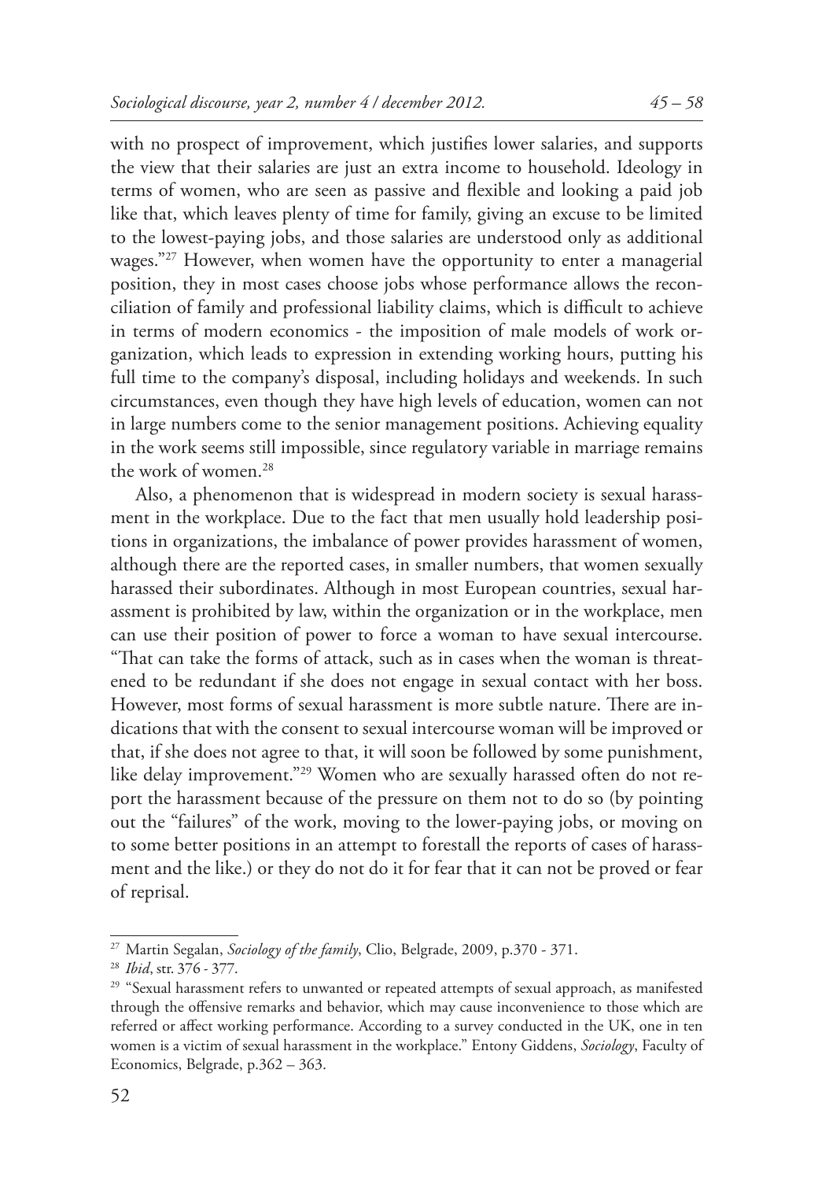with no prospect of improvement, which justifies lower salaries, and supports the view that their salaries are just an extra income to household. Ideology in terms of women, who are seen as passive and flexible and looking a paid job like that, which leaves plenty of time for family, giving an excuse to be limited to the lowest-paying jobs, and those salaries are understood only as additional wages."[27] However, when women have the opportunity to enter a managerial position, they in most cases choose jobs whose performance allows the reconciliation of family and professional liability claims, which is difficult to achieve in terms of modern economics - the imposition of male models of work organization, which leads to expression in extending working hours, putting his full time to the company's disposal, including holidays and weekends. In such circumstances, even though they have high levels of education, women can not in large numbers come to the senior management positions. Achieving equality in the work seems still impossible, since regulatory variable in marriage remains the work of women.[28]

Also, a phenomenon that is widespread in modern society is sexual harassment in the workplace. Due to the fact that men usually hold leadership positions in organizations, the imbalance of power provides harassment of women, although there are the reported cases, in smaller numbers, that women sexually harassed their subordinates. Although in most European countries, sexual harassment is prohibited by law, within the organization or in the workplace, men can use their position of power to force a woman to have sexual intercourse. "That can take the forms of attack, such as in cases when the woman is threatened to be redundant if she does not engage in sexual contact with her boss. However, most forms of sexual harassment is more subtle nature. There are indications that with the consent to sexual intercourse woman will be improved or that, if she does not agree to that, it will soon be followed by some punishment, like delay improvement."[29] Women who are sexually harassed often do not report the harassment because of the pressure on them not to do so (by pointing out the "failures" of the work, moving to the lower-paying jobs, or moving on to some better positions in an attempt to forestall the reports of cases of harassment and the like.) or they do not do it for fear that it can not be proved or fear of reprisal.

---

[27] Martin Segalan, *Sociology of the family*, Clio, Belgrade, 2009, p.370 - 371.

[28] *Ibid*, str. 376 - 377.

[29] "Sexual harassment refers to unwanted or repeated attempts of sexual approach, as manifested through the offensive remarks and behavior, which may cause inconvenience to those which are referred or affect working performance. According to a survey conducted in the UK, one in ten women is a victim of sexual harassment in the workplace." Entony Giddens, *Sociology*, Faculty of Economics, Belgrade, p.362 – 363.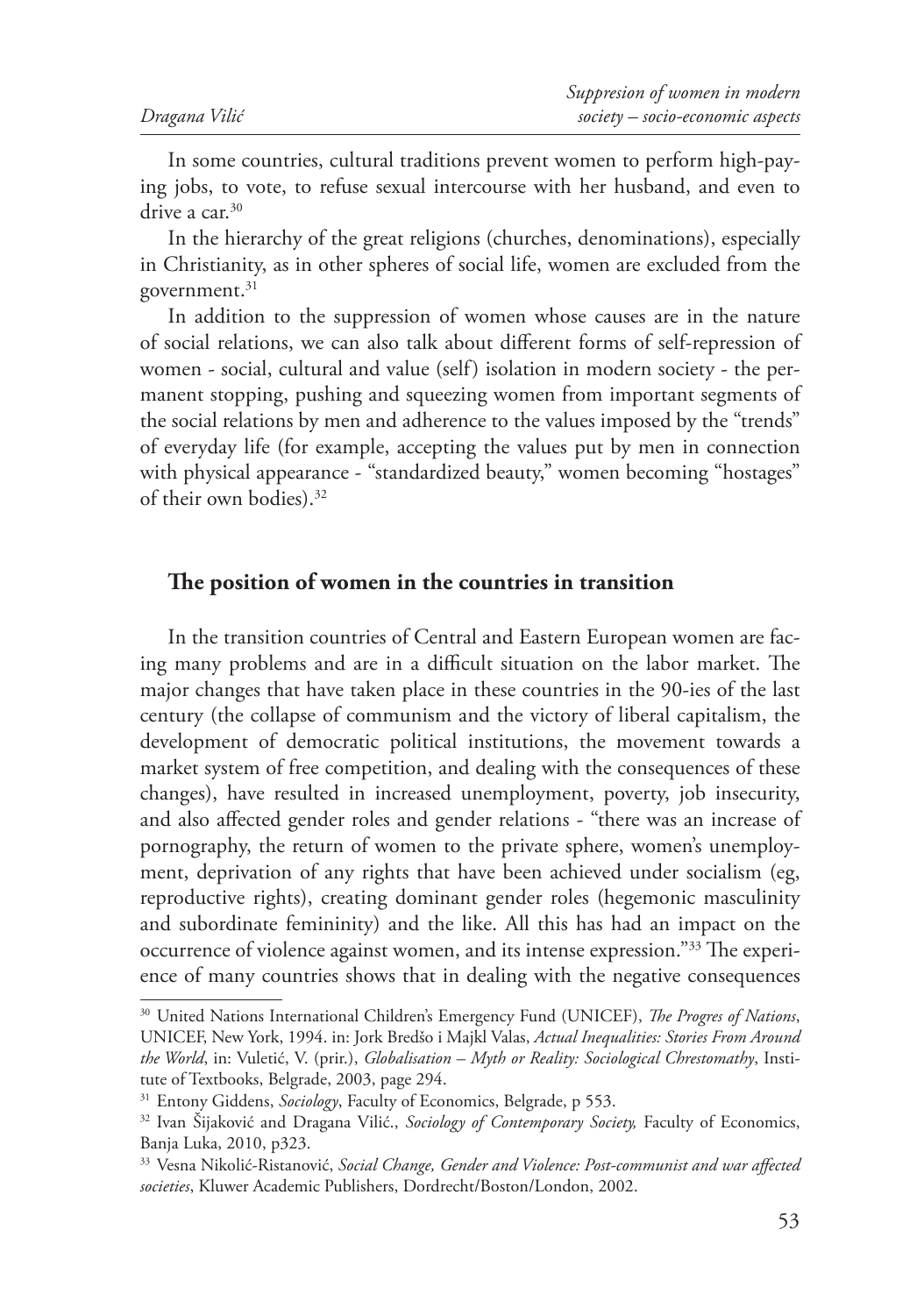In some countries, cultural traditions prevent women to perform high-paying jobs, to vote, to refuse sexual intercourse with her husband, and even to drive a car.[30]

In the hierarchy of the great religions (churches, denominations), especially in Christianity, as in other spheres of social life, women are excluded from the government.[31]

In addition to the suppression of women whose causes are in the nature of social relations, we can also talk about different forms of self-repression of women - social, cultural and value (self) isolation in modern society - the permanent stopping, pushing and squeezing women from important segments of the social relations by men and adherence to the values imposed by the "trends" of everyday life (for example, accepting the values put by men in connection with physical appearance - "standardized beauty," women becoming "hostages" of their own bodies).[32]

## The position of women in the countries in transition

In the transition countries of Central and Eastern European women are facing many problems and are in a difficult situation on the labor market. The major changes that have taken place in these countries in the 90-ies of the last century (the collapse of communism and the victory of liberal capitalism, the development of democratic political institutions, the movement towards a market system of free competition, and dealing with the consequences of these changes), have resulted in increased unemployment, poverty, job insecurity, and also affected gender roles and gender relations - "there was an increase of pornography, the return of women to the private sphere, women's unemployment, deprivation of any rights that have been achieved under socialism (eg, reproductive rights), creating dominant gender roles (hegemonic masculinity and subordinate femininity) and the like. All this has had an impact on the occurrence of violence against women, and its intense expression."[33] The experience of many countries shows that in dealing with the negative consequences

---

[30] United Nations International Children's Emergency Fund (UNICEF), *The Progres of Nations*, UNICEF, New York, 1994. in: Jork Bredšo i Majkl Valas, *Actual Inequalities: Stories From Around the World*, in: Vuletić, V. (prir.), *Globalisation – Myth or Reality: Sociological Chrestomathy*, Institute of Textbooks, Belgrade, 2003, page 294.

[31] Entony Giddens, *Sociology*, Faculty of Economics, Belgrade, p 553.

[32] Ivan Šijaković and Dragana Vilić., *Sociology of Contemporary Society,* Faculty of Economics, Banja Luka, 2010, p323.

[33] Vesna Nikolić-Ristanović, *Social Change, Gender and Violence: Post-communist and war affected societies*, Kluwer Academic Publishers, Dordrecht/Boston/London, 2002.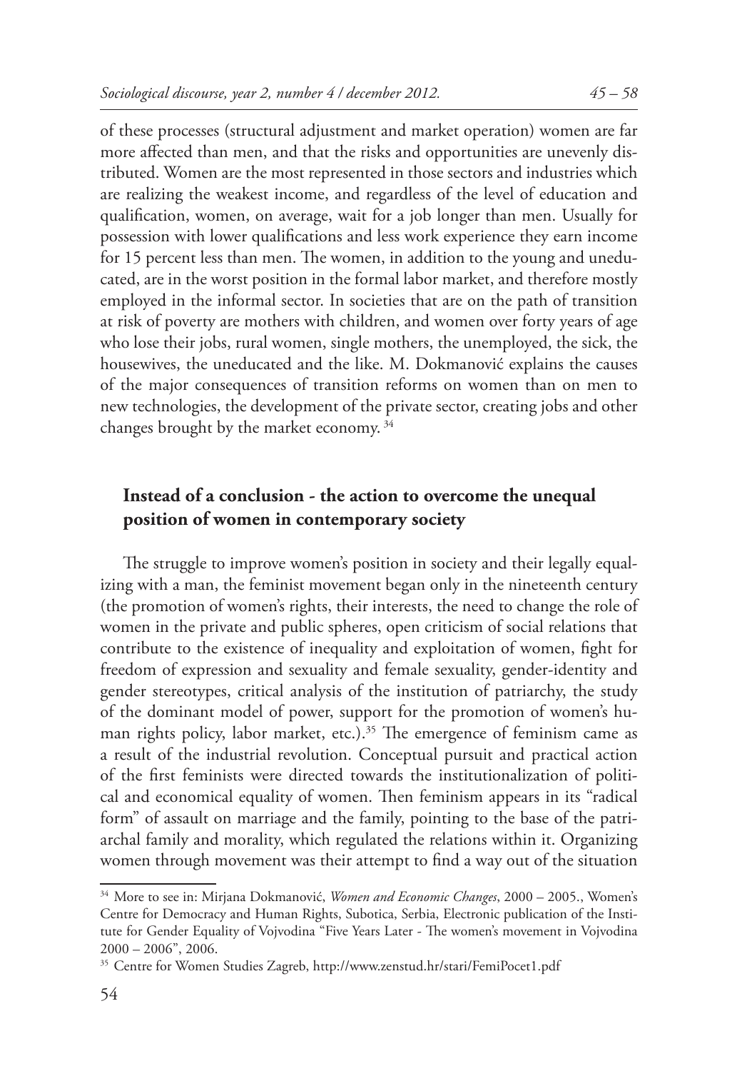of these processes (structural adjustment and market operation) women are far more affected than men, and that the risks and opportunities are unevenly distributed. Women are the most represented in those sectors and industries which are realizing the weakest income, and regardless of the level of education and qualification, women, on average, wait for a job longer than men. Usually for possession with lower qualifications and less work experience they earn income for 15 percent less than men. The women, in addition to the young and uneducated, are in the worst position in the formal labor market, and therefore mostly employed in the informal sector. In societies that are on the path of transition at risk of poverty are mothers with children, and women over forty years of age who lose their jobs, rural women, single mothers, the unemployed, the sick, the housewives, the uneducated and the like. M. Dokmanović explains the causes of the major consequences of transition reforms on women than on men to new technologies, the development of the private sector, creating jobs and other changes brought by the market economy. [34]

## Instead of a conclusion - the action to overcome the unequal position of women in contemporary society

The struggle to improve women's position in society and their legally equalizing with a man, the feminist movement began only in the nineteenth century (the promotion of women's rights, their interests, the need to change the role of women in the private and public spheres, open criticism of social relations that contribute to the existence of inequality and exploitation of women, fight for freedom of expression and sexuality and female sexuality, gender-identity and gender stereotypes, critical analysis of the institution of patriarchy, the study of the dominant model of power, support for the promotion of women's human rights policy, labor market, etc.).[35] The emergence of feminism came as a result of the industrial revolution. Conceptual pursuit and practical action of the first feminists were directed towards the institutionalization of political and economical equality of women. Then feminism appears in its "radical form" of assault on marriage and the family, pointing to the base of the patriarchal family and morality, which regulated the relations within it. Organizing women through movement was their attempt to find a way out of the situation

---

[34] More to see in: Mirjana Dokmanović, *Women and Economic Changes*, 2000 – 2005., Women's Centre for Democracy and Human Rights, Subotica, Serbia, Electronic publication of the Institute for Gender Equality of Vojvodina "Five Years Later - The women's movement in Vojvodina 2000 – 2006", 2006.

[35] Centre for Women Studies Zagreb, http://www.zenstud.hr/stari/FemiPocet1.pdf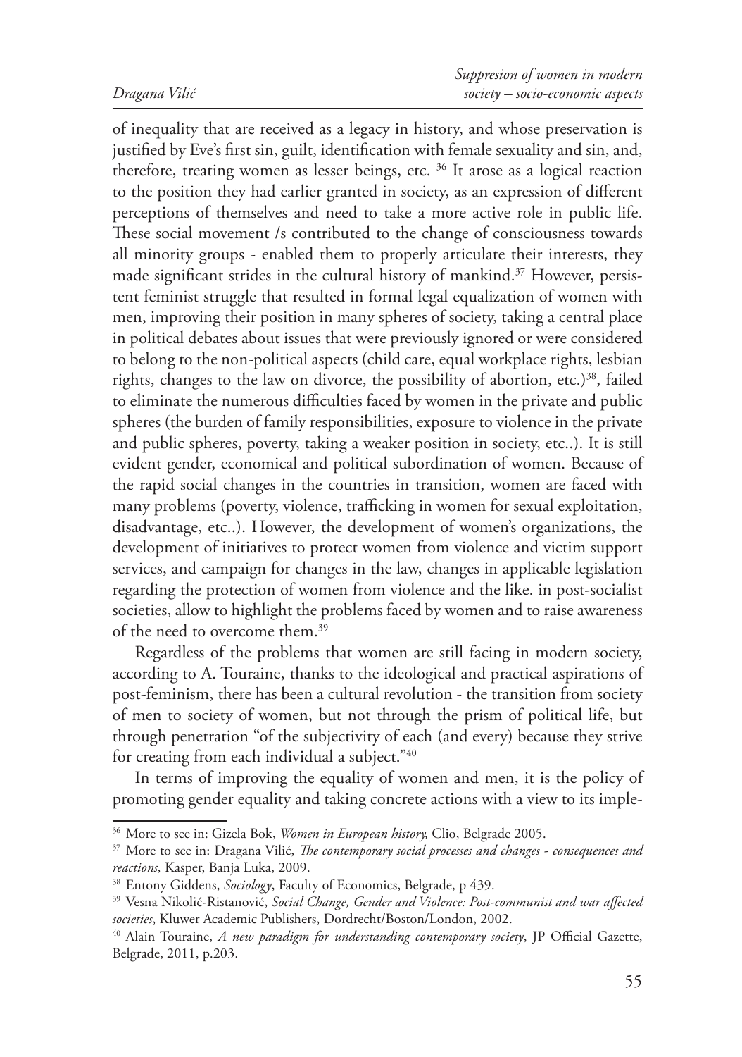of inequality that are received as a legacy in history, and whose preservation is justified by Eve's first sin, guilt, identification with female sexuality and sin, and, therefore, treating women as lesser beings, etc. [36] It arose as a logical reaction to the position they had earlier granted in society, as an expression of different perceptions of themselves and need to take a more active role in public life. These social movement /s contributed to the change of consciousness towards all minority groups - enabled them to properly articulate their interests, they made significant strides in the cultural history of mankind.[37] However, persistent feminist struggle that resulted in formal legal equalization of women with men, improving their position in many spheres of society, taking a central place in political debates about issues that were previously ignored or were considered to belong to the non-political aspects (child care, equal workplace rights, lesbian rights, changes to the law on divorce, the possibility of abortion, etc.)[38], failed to eliminate the numerous difficulties faced by women in the private and public spheres (the burden of family responsibilities, exposure to violence in the private and public spheres, poverty, taking a weaker position in society, etc..). It is still evident gender, economical and political subordination of women. Because of the rapid social changes in the countries in transition, women are faced with many problems (poverty, violence, trafficking in women for sexual exploitation, disadvantage, etc..). However, the development of women's organizations, the development of initiatives to protect women from violence and victim support services, and campaign for changes in the law, changes in applicable legislation regarding the protection of women from violence and the like. in post-socialist societies, allow to highlight the problems faced by women and to raise awareness of the need to overcome them.[39]

Regardless of the problems that women are still facing in modern society, according to A. Touraine, thanks to the ideological and practical aspirations of post-feminism, there has been a cultural revolution - the transition from society of men to society of women, but not through the prism of political life, but through penetration "of the subjectivity of each (and every) because they strive for creating from each individual a subject."[40]

In terms of improving the equality of women and men, it is the policy of promoting gender equality and taking concrete actions with a view to its imple-

---

[36] More to see in: Gizela Bok, *Women in European history,* Clio, Belgrade 2005.

[37] More to see in: Dragana Vilić, *The contemporary social processes and changes - consequences and reactions,* Kasper, Banja Luka, 2009.

[38] Entony Giddens, *Sociology*, Faculty of Economics, Belgrade, p 439.

[39] Vesna Nikolić-Ristanović, *Social Change, Gender and Violence: Post-communist and war affected societies*, Kluwer Academic Publishers, Dordrecht/Boston/London, 2002.

[40] Alain Touraine, *A new paradigm for understanding contemporary society*, JP Official Gazette, Belgrade, 2011, p.203.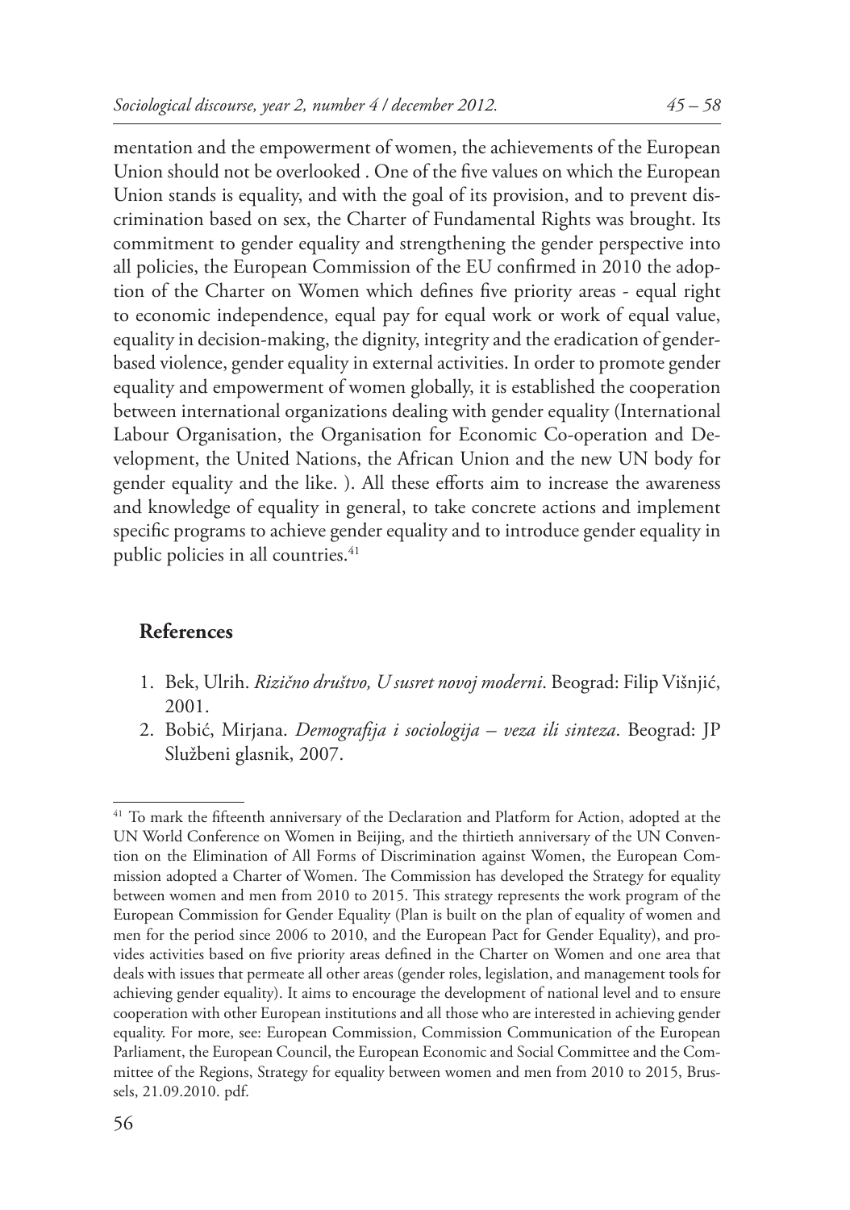mentation and the empowerment of women, the achievements of the European Union should not be overlooked . One of the five values on which the European Union stands is equality, and with the goal of its provision, and to prevent discrimination based on sex, the Charter of Fundamental Rights was brought. Its commitment to gender equality and strengthening the gender perspective into all policies, the European Commission of the EU confirmed in 2010 the adoption of the Charter on Women which defines five priority areas - equal right to economic independence, equal pay for equal work or work of equal value, equality in decision-making, the dignity, integrity and the eradication of gender-based violence, gender equality in external activities. In order to promote gender equality and empowerment of women globally, it is established the cooperation between international organizations dealing with gender equality (International Labour Organisation, the Organisation for Economic Co-operation and Development, the United Nations, the African Union and the new UN body for gender equality and the like. ). All these efforts aim to increase the awareness and knowledge of equality in general, to take concrete actions and implement specific programs to achieve gender equality and to introduce gender equality in public policies in all countries.[41]

## References

1. Bek, Ulrih. *Rizično društvo, U susret novoj moderni*. Beograd: Filip Višnjić, 2001.
2. Bobić, Mirjana. *Demografija i sociologija – veza ili sinteza*. Beograd: JP Službeni glasnik, 2007.

---

[41] To mark the fifteenth anniversary of the Declaration and Platform for Action, adopted at the UN World Conference on Women in Beijing, and the thirtieth anniversary of the UN Convention on the Elimination of All Forms of Discrimination against Women, the European Commission adopted a Charter of Women. The Commission has developed the Strategy for equality between women and men from 2010 to 2015. This strategy represents the work program of the European Commission for Gender Equality (Plan is built on the plan of equality of women and men for the period since 2006 to 2010, and the European Pact for Gender Equality), and provides activities based on five priority areas defined in the Charter on Women and one area that deals with issues that permeate all other areas (gender roles, legislation, and management tools for achieving gender equality). It aims to encourage the development of national level and to ensure cooperation with other European institutions and all those who are interested in achieving gender equality. For more, see: European Commission, Commission Communication of the European Parliament, the European Council, the European Economic and Social Committee and the Committee of the Regions, Strategy for equality between women and men from 2010 to 2015, Brussels, 21.09.2010. pdf.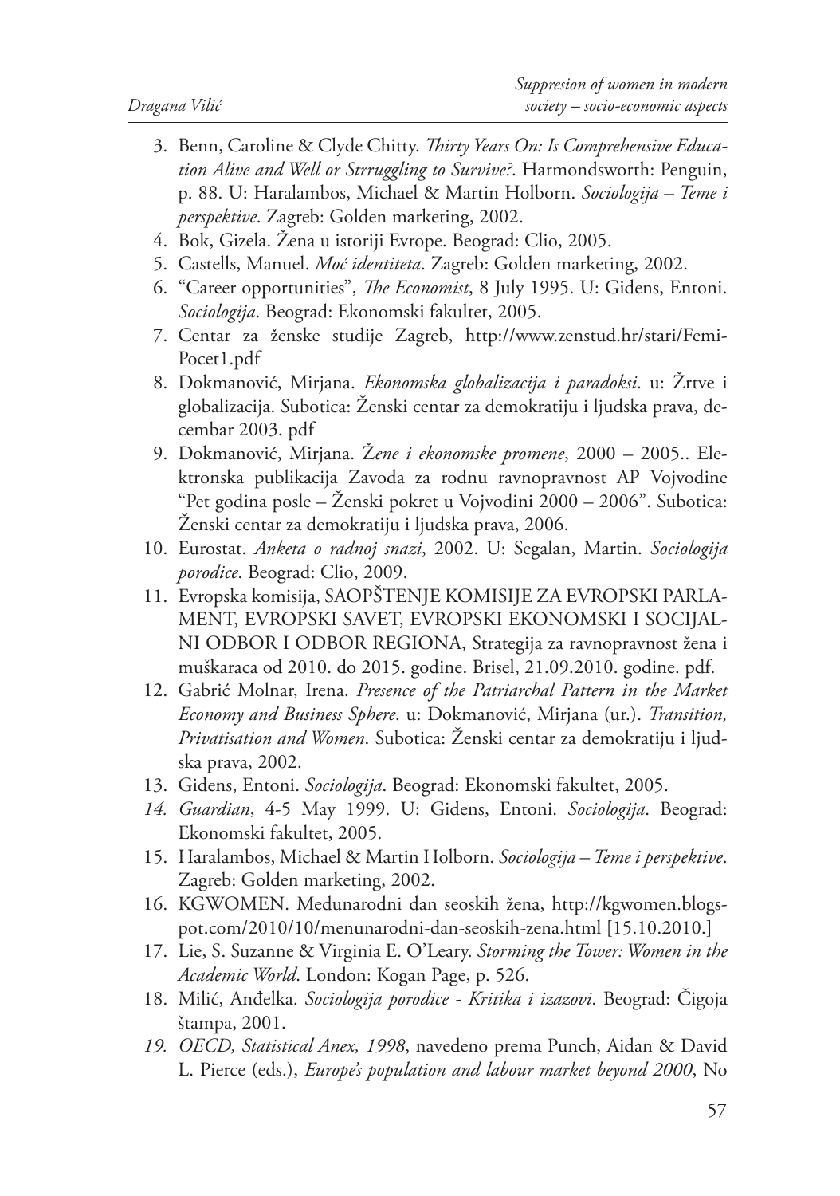3. Benn, Caroline & Clyde Chitty. *Thirty Years On: Is Comprehensive Education Alive and Well or Strruggling to Survive?*. Harmondsworth: Penguin, p. 88. U: Haralambos, Michael & Martin Holborn. *Sociologija – Teme i perspektive*. Zagreb: Golden marketing, 2002.
4. Bok, Gizela. Žena u istoriji Evrope. Beograd: Clio, 2005.
5. Castells, Manuel. *Moć identiteta*. Zagreb: Golden marketing, 2002.
6. "Career opportunities", *The Economist*, 8 July 1995. U: Gidens, Entoni. *Sociologija*. Beograd: Ekonomski fakultet, 2005.
7. Centar za ženske studije Zagreb, http://www.zenstud.hr/stari/Femi-Pocet1.pdf
8. Dokmanović, Mirjana. *Ekonomska globalizacija i paradoksi*. u: Žrtve i globalizacija. Subotica: Ženski centar za demokratiju i ljudska prava, decembar 2003. pdf
9. Dokmanović, Mirjana. *Žene i ekonomske promene*, 2000 – 2005.. Elektronska publikacija Zavoda za rodnu ravnopravnost AP Vojvodine "Pet godina posle – Ženski pokret u Vojvodini 2000 – 2006". Subotica: Ženski centar za demokratiju i ljudska prava, 2006.
10. Eurostat. *Anketa o radnoj snazi*, 2002. U: Segalan, Martin. *Sociologija porodice*. Beograd: Clio, 2009.
11. Evropska komisija, SAOPŠTENJE KOMISIJE ZA EVROPSKI PARLAMENT, EVROPSKI SAVET, EVROPSKI EKONOMSKI I SOCIJALNI ODBOR I ODBOR REGIONA, Strategija za ravnopravnost žena i muškaraca od 2010. do 2015. godine. Brisel, 21.09.2010. godine. pdf.
12. Gabrić Molnar, Irena. *Presence of the Patriarchal Pattern in the Market Economy and Business Sphere*. u: Dokmanović, Mirjana (ur.). *Transition, Privatisation and Women*. Subotica: Ženski centar za demokratiju i ljudska prava, 2002.
13. Gidens, Entoni. *Sociologija*. Beograd: Ekonomski fakultet, 2005.
14. *Guardian*, 4-5 May 1999. U: Gidens, Entoni. *Sociologija*. Beograd: Ekonomski fakultet, 2005.
15. Haralambos, Michael & Martin Holborn. *Sociologija – Teme i perspektive*. Zagreb: Golden marketing, 2002.
16. KGWOMEN. Međunarodni dan seoskih žena, http://kgwomen.blogspot.com/2010/10/menunarodni-dan-seoskih-zena.html [15.10.2010.]
17. Lie, S. Suzanne & Virginia E. O'Leary. *Storming the Tower: Women in the Academic World*. London: Kogan Page, p. 526.
18. Milić, Anđelka. *Sociologija porodice - Kritika i izazovi*. Beograd: Čigoja štampa, 2001.
19. *OECD, Statistical Anex, 1998*, navedeno prema Punch, Aidan & David L. Pierce (eds.), *Europe's population and labour market beyond 2000*, No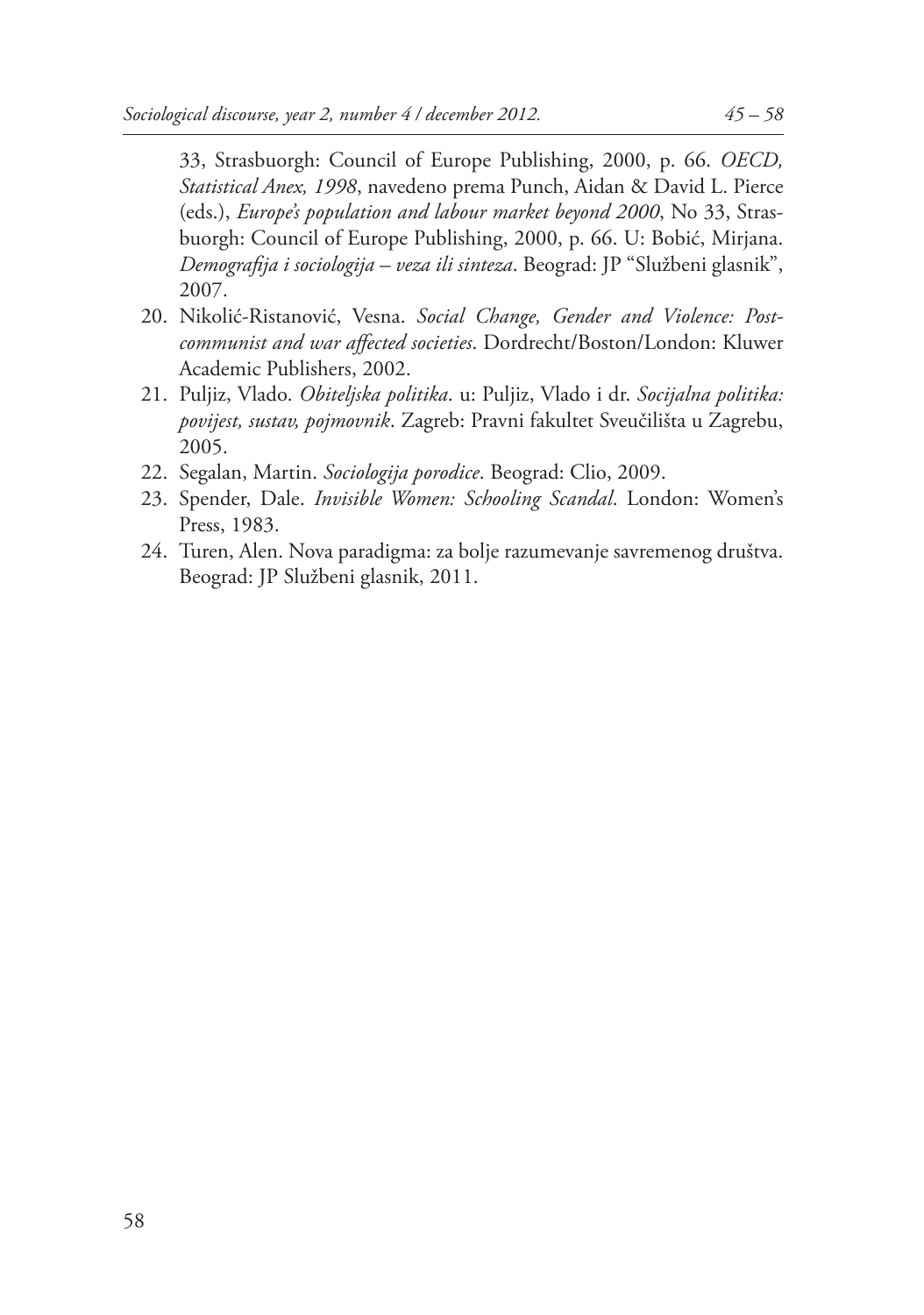33, Strasbuorgh: Council of Europe Publishing, 2000, p. 66. *OECD, Statistical Anex, 1998*, navedeno prema Punch, Aidan & David L. Pierce (eds.), *Europe's population and labour market beyond 2000*, No 33, Strasbuorgh: Council of Europe Publishing, 2000, p. 66. U: Bobić, Mirjana. *Demografija i sociologija – veza ili sinteza*. Beograd: JP "Službeni glasnik", 2007.

20. Nikolić-Ristanović, Vesna. *Social Change, Gender and Violence: Post-communist and war affected societies*. Dordrecht/Boston/London: Kluwer Academic Publishers, 2002.
21. Puljiz, Vlado. *Obiteljska politika*. u: Puljiz, Vlado i dr. *Socijalna politika: povijest, sustav, pojmovnik*. Zagreb: Pravni fakultet Sveučilišta u Zagrebu, 2005.
22. Segalan, Martin. *Sociologija porodice*. Beograd: Clio, 2009.
23. Spender, Dale. *Invisible Women: Schooling Scandal*. London: Women's Press, 1983.
24. Turen, Alen. Nova paradigma: za bolje razumevanje savremenog društva. Beograd: JP Službeni glasnik, 2011.